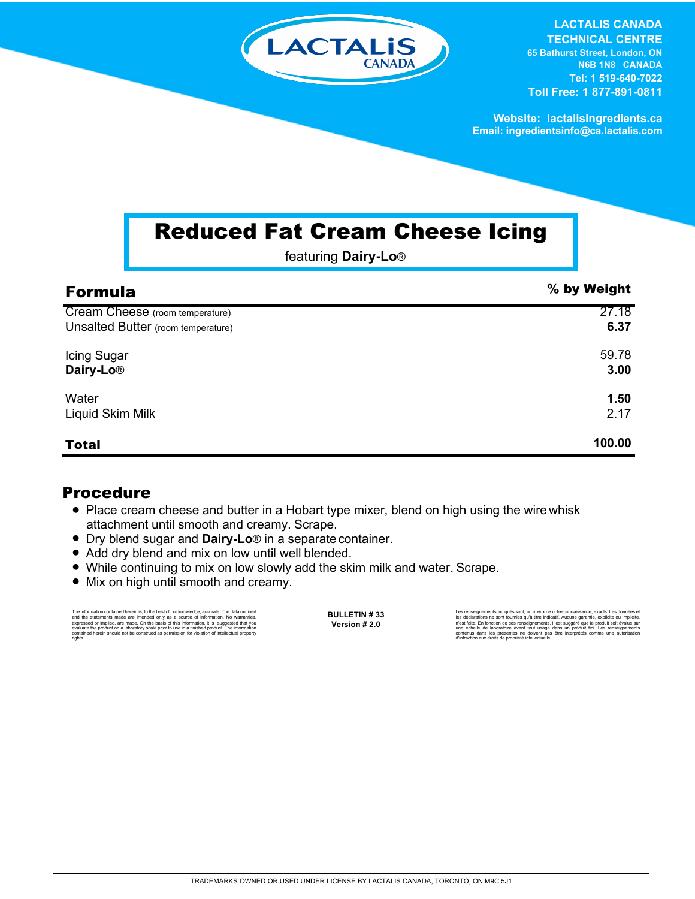LACTALIS CANADA
TECHNICAL CENTRE
65 Bathurst Street, London, ON
N6B 1N8 CANADA
Tel: 1 519-640-7022
Toll Free: 1 877-891-0811

Website: lactalisingredients.ca
Email: ingredientsinfo@ca.lactalis.com

# Reduced Fat Cream Cheese Icing

featuring **Dairy-Lo**®

| Formula | % by Weight |
|---|---|
| Cream Cheese (room temperature) | 27.18 |
| Unsalted Butter (room temperature) | **6.37** |
| Icing Sugar | 59.78 |
| **Dairy-Lo**® | **3.00** |
| Water | **1.50** |
| Liquid Skim Milk | 2.17 |
| **Total** | **100.00** |

## Procedure

- Place cream cheese and butter in a Hobart type mixer, blend on high using the wire whisk attachment until smooth and creamy. Scrape.
- Dry blend sugar and **Dairy-Lo**® in a separate container.
- Add dry blend and mix on low until well blended.
- While continuing to mix on low slowly add the skim milk and water. Scrape.
- Mix on high until smooth and creamy.

The information contained herein is, to the best of our knowledge, accurate. The data outlined and the statements made are intended only as a source of information. No warranties, expressed or implied, are made. On the basis of this information, it is suggested that you evaluate the product on a laboratory scale prior to use in a finished product. The information contained herein should not be construed as permission for violation of intellectual property rights.

**BULLETIN # 33**
**Version # 2.0**

Les renseignements indiqués sont, au mieux de notre connaissance, exacts. Les données et les déclarations ne sont fournies qu'à titre indicatif. Aucune garantie, explicite ou implicite, n'est faite. En fonction de ces renseignements, il est suggéré que le produit soit évalué sur une échelle de laboratoire avant tout usage dans un produit fini. Les renseignements contenus dans les présentes ne doivent pas être interprétés comme une autorisation d'infraction aux droits de propriété intellectuelle.

TRADEMARKS OWNED OR USED UNDER LICENSE BY LACTALIS CANADA, TORONTO, ON M9C 5J1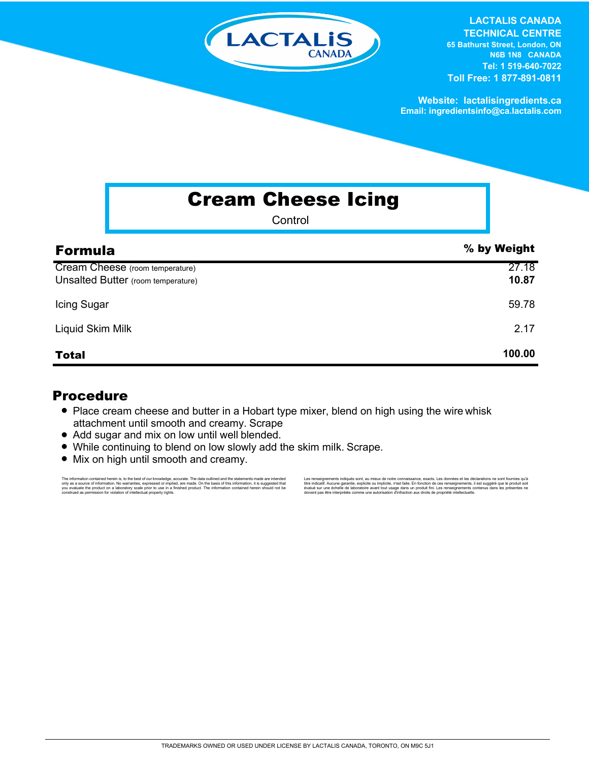**LACTALIS CANADA**
**TECHNICAL CENTRE**
**65 Bathurst Street, London, ON**
**N6B 1N8 CANADA**
**Tel: 1 519-640-7022**
**Toll Free: 1 877-891-0811**

**Website: lactalisingredients.ca**
**Email: ingredientsinfo@ca.lactalis.com**

# Cream Cheese Icing

Control

| Formula | % by Weight |
| --- | --- |
| Cream Cheese (room temperature) | 27.18 |
| Unsalted Butter (room temperature) | **10.87** |
| Icing Sugar | 59.78 |
| Liquid Skim Milk | 2.17 |
| **Total** | **100.00** |

## Procedure

- Place cream cheese and butter in a Hobart type mixer, blend on high using the wire whisk attachment until smooth and creamy. Scrape
- Add sugar and mix on low until well blended.
- While continuing to blend on low slowly add the skim milk. Scrape.
- Mix on high until smooth and creamy.

The information contained herein is, to the best of our knowledge, accurate. The data outlined and the statements made are intended only as a source of information. No warranties, expressed or implied, are made. On the basis of this information, it is suggested that you evaluate the product on a laboratory scale prior to use in a finished product. The information contained herein should not be construed as permission for violation of intellectual property rights.

Les renseignements indiqués sont, au mieux de notre connaissance, exacts. Les données et les déclarations ne sont fournies qu'à titre indicatif. Aucune garantie, explicite ou implicite, n'est faite. En fonction de ces renseignements, il est suggéré que le produit soit évalué sur une échelle de laboratoire avant tout usage dans un produit fini. Les renseignements contenus dans les présentes ne doivent pas être interprétés comme une autorisation d'infraction aux droits de propriété intellectuelle.

TRADEMARKS OWNED OR USED UNDER LICENSE BY LACTALIS CANADA, TORONTO, ON M9C 5J1